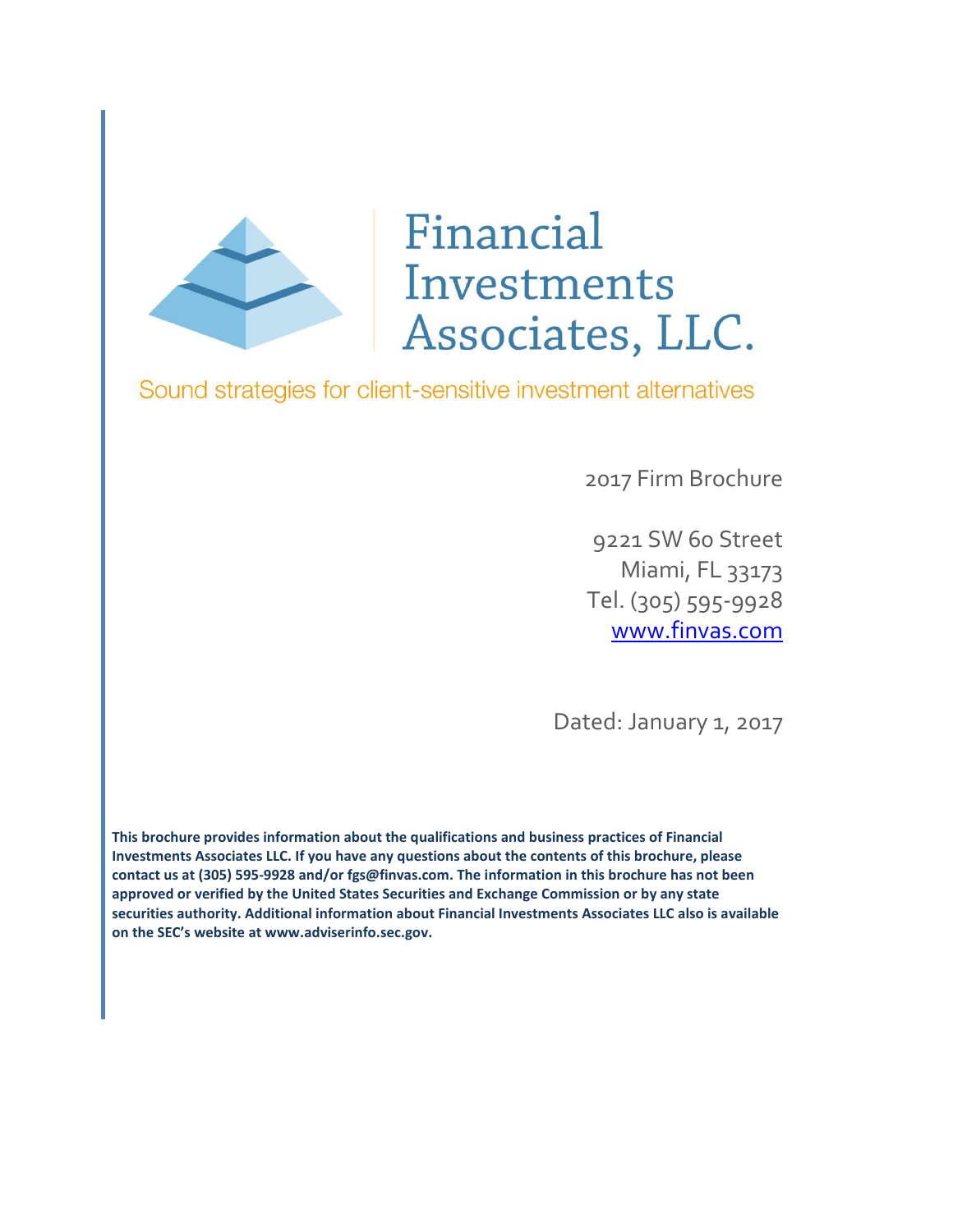# Financial Investments Associates, LLC.

Sound strategies for client-sensitive investment alternatives

2017 Firm Brochure

9221 SW 60 Street
Miami, FL 33173
Tel. (305) 595-9928
[www.finvas.com](http://www.finvas.com)

Dated: January 1, 2017

**This brochure provides information about the qualifications and business practices of Financial Investments Associates LLC. If you have any questions about the contents of this brochure, please contact us at (305) 595-9928 and/or fgs@finvas.com. The information in this brochure has not been approved or verified by the United States Securities and Exchange Commission or by any state securities authority. Additional information about Financial Investments Associates LLC also is available on the SEC's website at www.adviserinfo.sec.gov.**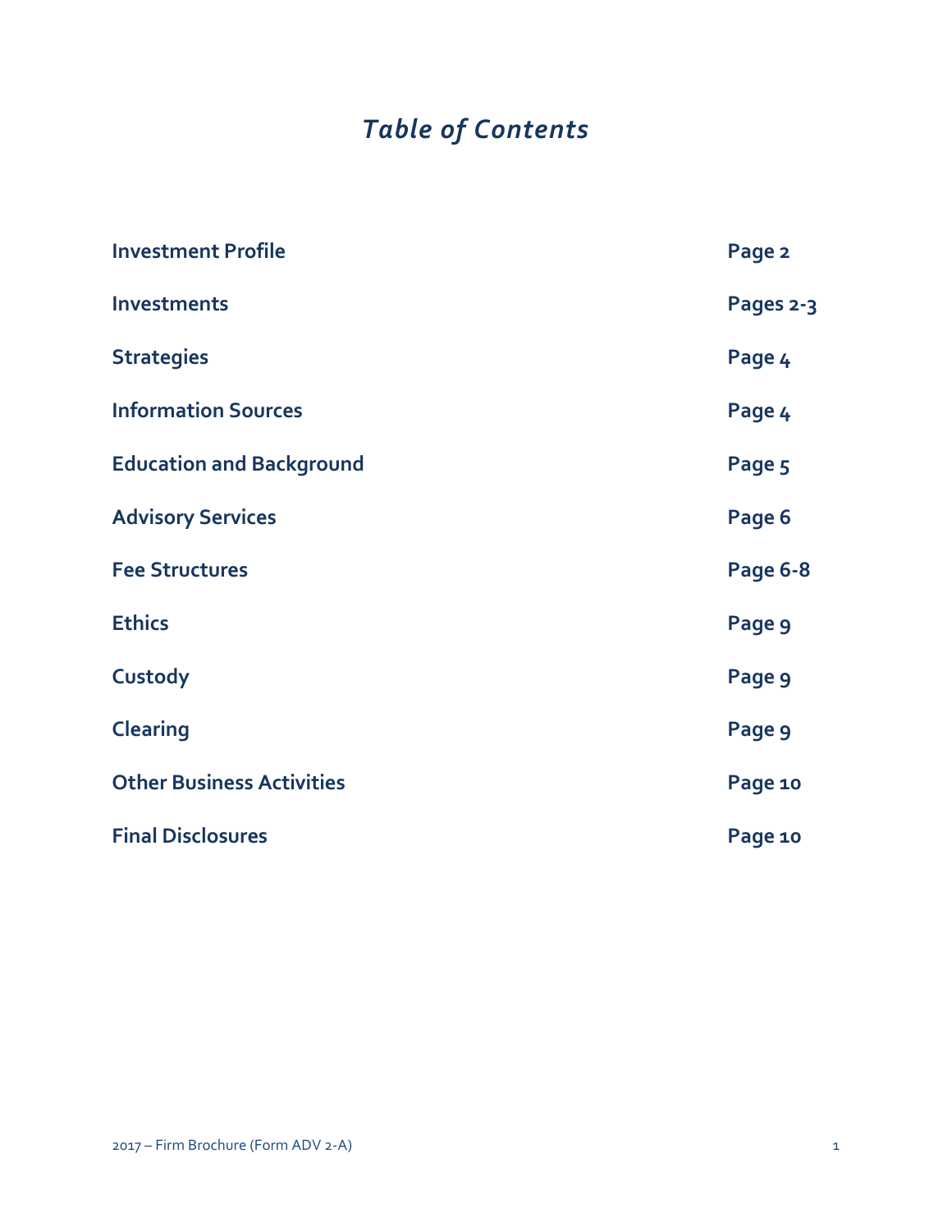# *Table of Contents*

| | |
|---|---|
| **Investment Profile** | **Page 2** |
| **Investments** | **Pages 2-3** |
| **Strategies** | **Page 4** |
| **Information Sources** | **Page 4** |
| **Education and Background** | **Page 5** |
| **Advisory Services** | **Page 6** |
| **Fee Structures** | **Page 6-8** |
| **Ethics** | **Page 9** |
| **Custody** | **Page 9** |
| **Clearing** | **Page 9** |
| **Other Business Activities** | **Page 10** |
| **Final Disclosures** | **Page 10** |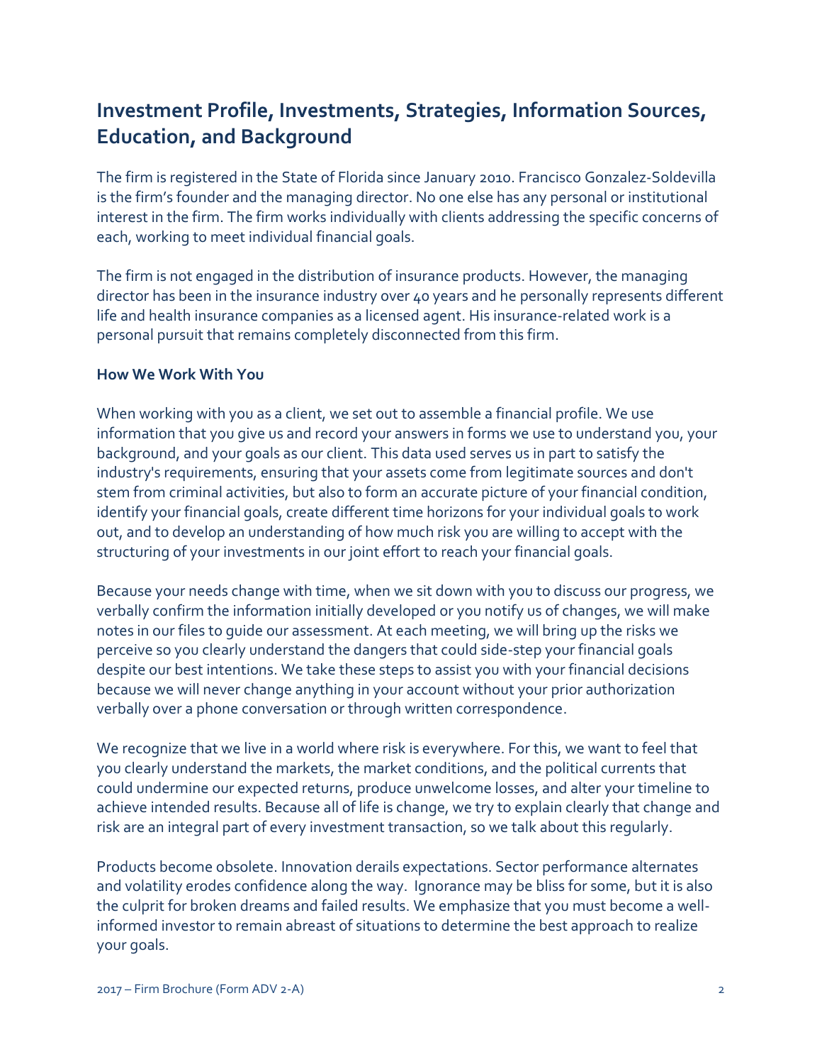## Investment Profile, Investments, Strategies, Information Sources, Education, and Background

The firm is registered in the State of Florida since January 2010. Francisco Gonzalez-Soldevilla is the firm's founder and the managing director. No one else has any personal or institutional interest in the firm. The firm works individually with clients addressing the specific concerns of each, working to meet individual financial goals.

The firm is not engaged in the distribution of insurance products. However, the managing director has been in the insurance industry over 40 years and he personally represents different life and health insurance companies as a licensed agent. His insurance-related work is a personal pursuit that remains completely disconnected from this firm.

**How We Work With You**

When working with you as a client, we set out to assemble a financial profile. We use information that you give us and record your answers in forms we use to understand you, your background, and your goals as our client. This data used serves us in part to satisfy the industry's requirements, ensuring that your assets come from legitimate sources and don't stem from criminal activities, but also to form an accurate picture of your financial condition, identify your financial goals, create different time horizons for your individual goals to work out, and to develop an understanding of how much risk you are willing to accept with the structuring of your investments in our joint effort to reach your financial goals.

Because your needs change with time, when we sit down with you to discuss our progress, we verbally confirm the information initially developed or you notify us of changes, we will make notes in our files to guide our assessment. At each meeting, we will bring up the risks we perceive so you clearly understand the dangers that could side-step your financial goals despite our best intentions. We take these steps to assist you with your financial decisions because we will never change anything in your account without your prior authorization verbally over a phone conversation or through written correspondence.

We recognize that we live in a world where risk is everywhere. For this, we want to feel that you clearly understand the markets, the market conditions, and the political currents that could undermine our expected returns, produce unwelcome losses, and alter your timeline to achieve intended results. Because all of life is change, we try to explain clearly that change and risk are an integral part of every investment transaction, so we talk about this regularly.

Products become obsolete. Innovation derails expectations. Sector performance alternates and volatility erodes confidence along the way. Ignorance may be bliss for some, but it is also the culprit for broken dreams and failed results. We emphasize that you must become a well-informed investor to remain abreast of situations to determine the best approach to realize your goals.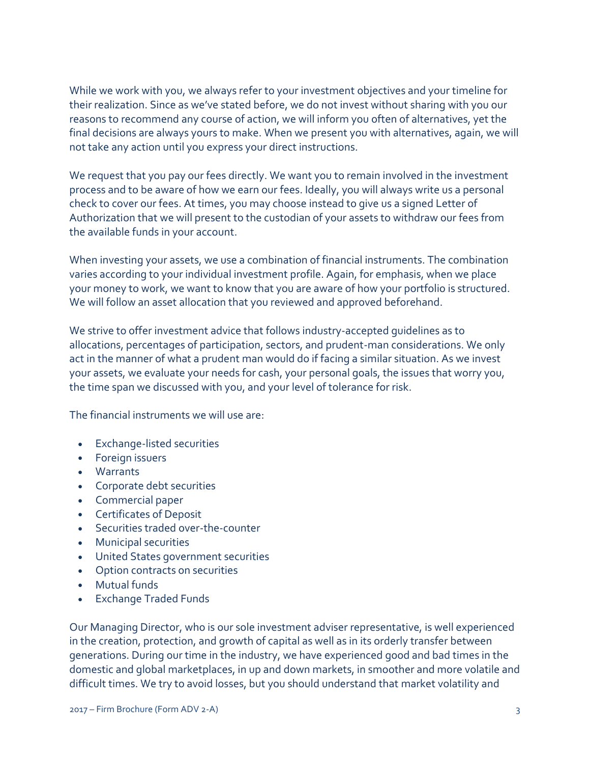While we work with you, we always refer to your investment objectives and your timeline for their realization. Since as we've stated before, we do not invest without sharing with you our reasons to recommend any course of action, we will inform you often of alternatives, yet the final decisions are always yours to make. When we present you with alternatives, again, we will not take any action until you express your direct instructions.

We request that you pay our fees directly. We want you to remain involved in the investment process and to be aware of how we earn our fees. Ideally, you will always write us a personal check to cover our fees. At times, you may choose instead to give us a signed Letter of Authorization that we will present to the custodian of your assets to withdraw our fees from the available funds in your account.

When investing your assets, we use a combination of financial instruments. The combination varies according to your individual investment profile. Again, for emphasis, when we place your money to work, we want to know that you are aware of how your portfolio is structured. We will follow an asset allocation that you reviewed and approved beforehand.

We strive to offer investment advice that follows industry-accepted guidelines as to allocations, percentages of participation, sectors, and prudent-man considerations. We only act in the manner of what a prudent man would do if facing a similar situation. As we invest your assets, we evaluate your needs for cash, your personal goals, the issues that worry you, the time span we discussed with you, and your level of tolerance for risk.

The financial instruments we will use are:

- Exchange-listed securities
- Foreign issuers
- Warrants
- Corporate debt securities
- Commercial paper
- Certificates of Deposit
- Securities traded over-the-counter
- Municipal securities
- United States government securities
- Option contracts on securities
- Mutual funds
- Exchange Traded Funds

Our Managing Director, who is our sole investment adviser representative, is well experienced in the creation, protection, and growth of capital as well as in its orderly transfer between generations. During our time in the industry, we have experienced good and bad times in the domestic and global marketplaces, in up and down markets, in smoother and more volatile and difficult times. We try to avoid losses, but you should understand that market volatility and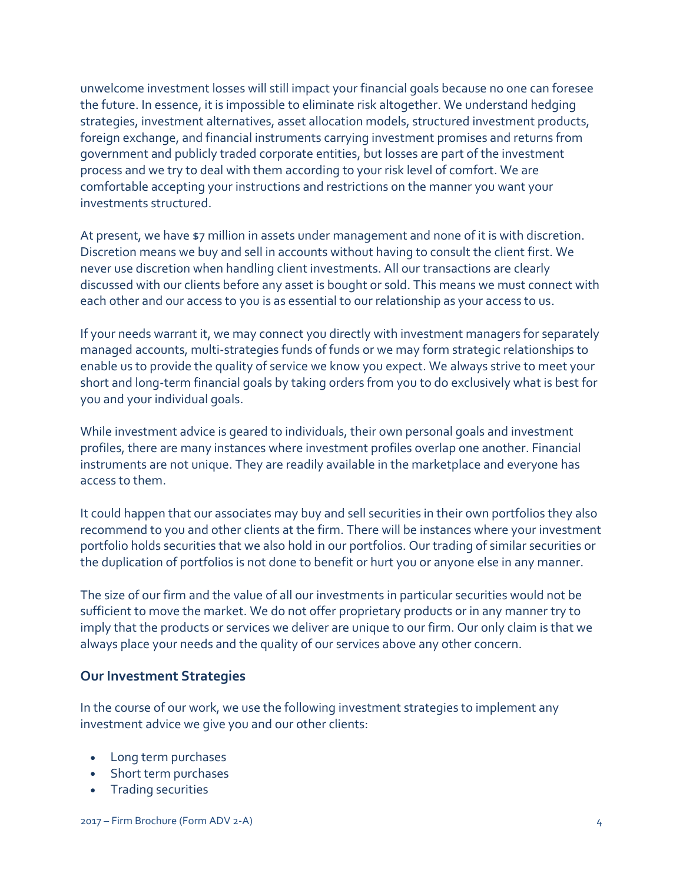unwelcome investment losses will still impact your financial goals because no one can foresee the future. In essence, it is impossible to eliminate risk altogether. We understand hedging strategies, investment alternatives, asset allocation models, structured investment products, foreign exchange, and financial instruments carrying investment promises and returns from government and publicly traded corporate entities, but losses are part of the investment process and we try to deal with them according to your risk level of comfort. We are comfortable accepting your instructions and restrictions on the manner you want your investments structured.

At present, we have $7 million in assets under management and none of it is with discretion. Discretion means we buy and sell in accounts without having to consult the client first. We never use discretion when handling client investments. All our transactions are clearly discussed with our clients before any asset is bought or sold. This means we must connect with each other and our access to you is as essential to our relationship as your access to us.

If your needs warrant it, we may connect you directly with investment managers for separately managed accounts, multi-strategies funds of funds or we may form strategic relationships to enable us to provide the quality of service we know you expect. We always strive to meet your short and long-term financial goals by taking orders from you to do exclusively what is best for you and your individual goals.

While investment advice is geared to individuals, their own personal goals and investment profiles, there are many instances where investment profiles overlap one another. Financial instruments are not unique. They are readily available in the marketplace and everyone has access to them.

It could happen that our associates may buy and sell securities in their own portfolios they also recommend to you and other clients at the firm. There will be instances where your investment portfolio holds securities that we also hold in our portfolios. Our trading of similar securities or the duplication of portfolios is not done to benefit or hurt you or anyone else in any manner.

The size of our firm and the value of all our investments in particular securities would not be sufficient to move the market. We do not offer proprietary products or in any manner try to imply that the products or services we deliver are unique to our firm. Our only claim is that we always place your needs and the quality of our services above any other concern.

### Our Investment Strategies

In the course of our work, we use the following investment strategies to implement any investment advice we give you and our other clients:

- Long term purchases
- Short term purchases
- Trading securities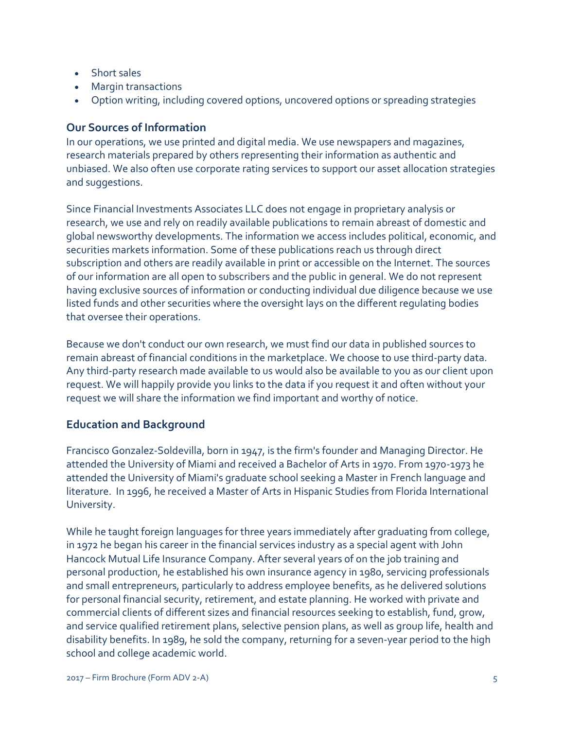- Short sales
- Margin transactions
- Option writing, including covered options, uncovered options or spreading strategies

## Our Sources of Information

In our operations, we use printed and digital media. We use newspapers and magazines, research materials prepared by others representing their information as authentic and unbiased. We also often use corporate rating services to support our asset allocation strategies and suggestions.

Since Financial Investments Associates LLC does not engage in proprietary analysis or research, we use and rely on readily available publications to remain abreast of domestic and global newsworthy developments. The information we access includes political, economic, and securities markets information. Some of these publications reach us through direct subscription and others are readily available in print or accessible on the Internet. The sources of our information are all open to subscribers and the public in general. We do not represent having exclusive sources of information or conducting individual due diligence because we use listed funds and other securities where the oversight lays on the different regulating bodies that oversee their operations.

Because we don't conduct our own research, we must find our data in published sources to remain abreast of financial conditions in the marketplace. We choose to use third-party data. Any third-party research made available to us would also be available to you as our client upon request. We will happily provide you links to the data if you request it and often without your request we will share the information we find important and worthy of notice.

## Education and Background

Francisco Gonzalez-Soldevilla, born in 1947, is the firm's founder and Managing Director. He attended the University of Miami and received a Bachelor of Arts in 1970. From 1970-1973 he attended the University of Miami's graduate school seeking a Master in French language and literature. In 1996, he received a Master of Arts in Hispanic Studies from Florida International University.

While he taught foreign languages for three years immediately after graduating from college, in 1972 he began his career in the financial services industry as a special agent with John Hancock Mutual Life Insurance Company. After several years of on the job training and personal production, he established his own insurance agency in 1980, servicing professionals and small entrepreneurs, particularly to address employee benefits, as he delivered solutions for personal financial security, retirement, and estate planning. He worked with private and commercial clients of different sizes and financial resources seeking to establish, fund, grow, and service qualified retirement plans, selective pension plans, as well as group life, health and disability benefits. In 1989, he sold the company, returning for a seven-year period to the high school and college academic world.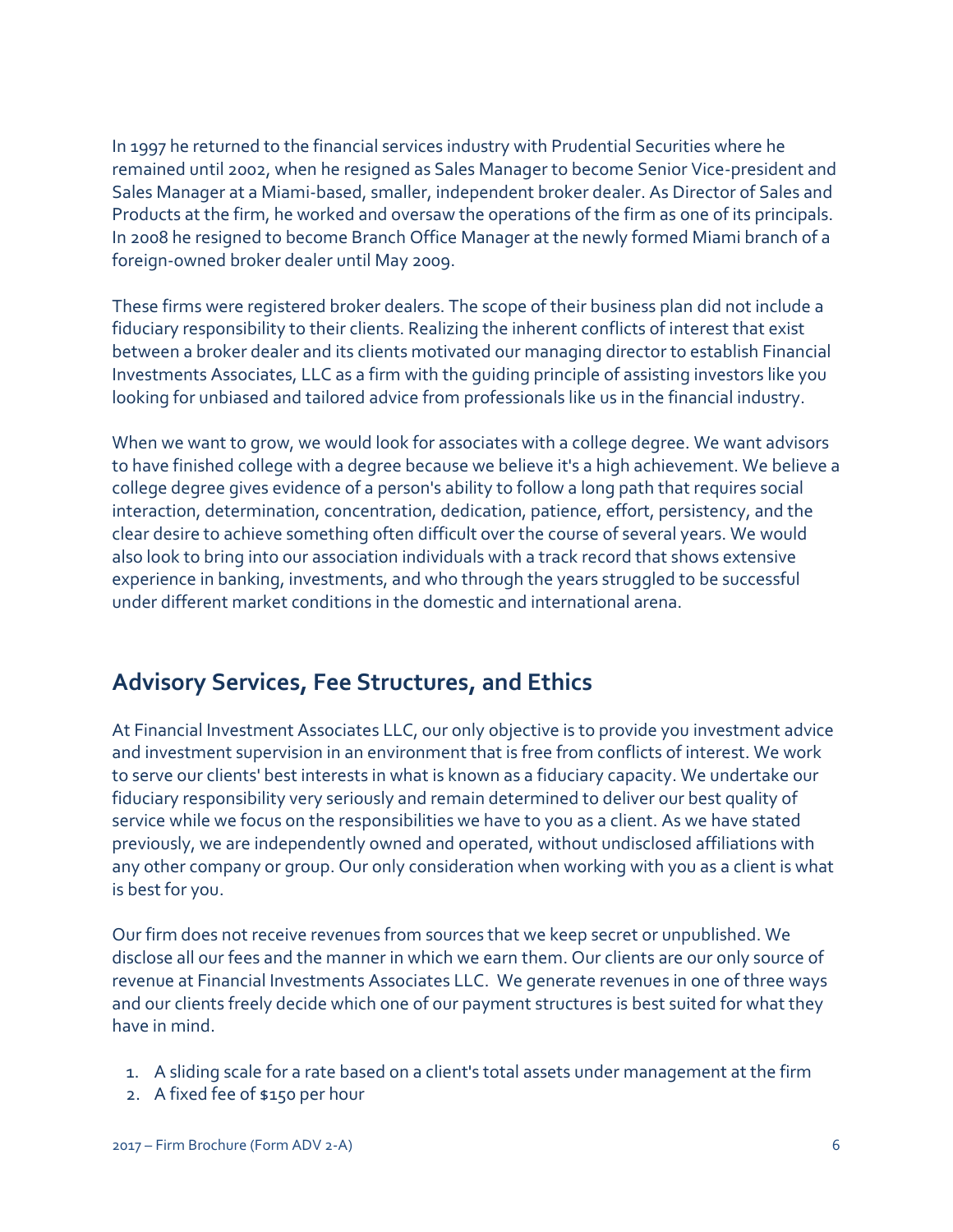In 1997 he returned to the financial services industry with Prudential Securities where he remained until 2002, when he resigned as Sales Manager to become Senior Vice-president and Sales Manager at a Miami-based, smaller, independent broker dealer. As Director of Sales and Products at the firm, he worked and oversaw the operations of the firm as one of its principals. In 2008 he resigned to become Branch Office Manager at the newly formed Miami branch of a foreign-owned broker dealer until May 2009.

These firms were registered broker dealers. The scope of their business plan did not include a fiduciary responsibility to their clients. Realizing the inherent conflicts of interest that exist between a broker dealer and its clients motivated our managing director to establish Financial Investments Associates, LLC as a firm with the guiding principle of assisting investors like you looking for unbiased and tailored advice from professionals like us in the financial industry.

When we want to grow, we would look for associates with a college degree. We want advisors to have finished college with a degree because we believe it's a high achievement. We believe a college degree gives evidence of a person's ability to follow a long path that requires social interaction, determination, concentration, dedication, patience, effort, persistency, and the clear desire to achieve something often difficult over the course of several years. We would also look to bring into our association individuals with a track record that shows extensive experience in banking, investments, and who through the years struggled to be successful under different market conditions in the domestic and international arena.

## Advisory Services, Fee Structures, and Ethics

At Financial Investment Associates LLC, our only objective is to provide you investment advice and investment supervision in an environment that is free from conflicts of interest. We work to serve our clients' best interests in what is known as a fiduciary capacity. We undertake our fiduciary responsibility very seriously and remain determined to deliver our best quality of service while we focus on the responsibilities we have to you as a client. As we have stated previously, we are independently owned and operated, without undisclosed affiliations with any other company or group. Our only consideration when working with you as a client is what is best for you.

Our firm does not receive revenues from sources that we keep secret or unpublished. We disclose all our fees and the manner in which we earn them. Our clients are our only source of revenue at Financial Investments Associates LLC. We generate revenues in one of three ways and our clients freely decide which one of our payment structures is best suited for what they have in mind.

1. A sliding scale for a rate based on a client's total assets under management at the firm
2. A fixed fee of $150 per hour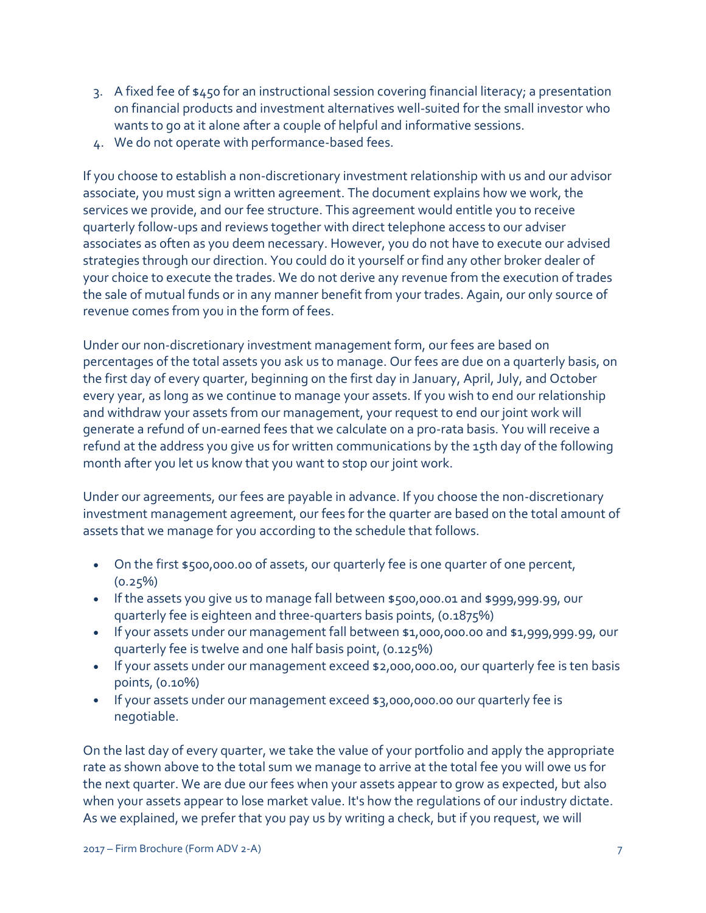3. A fixed fee of $450 for an instructional session covering financial literacy; a presentation on financial products and investment alternatives well-suited for the small investor who wants to go at it alone after a couple of helpful and informative sessions.
4. We do not operate with performance-based fees.

If you choose to establish a non-discretionary investment relationship with us and our advisor associate, you must sign a written agreement. The document explains how we work, the services we provide, and our fee structure. This agreement would entitle you to receive quarterly follow-ups and reviews together with direct telephone access to our adviser associates as often as you deem necessary. However, you do not have to execute our advised strategies through our direction. You could do it yourself or find any other broker dealer of your choice to execute the trades. We do not derive any revenue from the execution of trades the sale of mutual funds or in any manner benefit from your trades. Again, our only source of revenue comes from you in the form of fees.

Under our non-discretionary investment management form, our fees are based on percentages of the total assets you ask us to manage. Our fees are due on a quarterly basis, on the first day of every quarter, beginning on the first day in January, April, July, and October every year, as long as we continue to manage your assets. If you wish to end our relationship and withdraw your assets from our management, your request to end our joint work will generate a refund of un-earned fees that we calculate on a pro-rata basis. You will receive a refund at the address you give us for written communications by the 15th day of the following month after you let us know that you want to stop our joint work.

Under our agreements, our fees are payable in advance. If you choose the non-discretionary investment management agreement, our fees for the quarter are based on the total amount of assets that we manage for you according to the schedule that follows.

- On the first $500,000.00 of assets, our quarterly fee is one quarter of one percent, (0.25%)
- If the assets you give us to manage fall between $500,000.01 and $999,999.99, our quarterly fee is eighteen and three-quarters basis points, (0.1875%)
- If your assets under our management fall between $1,000,000.00 and $1,999,999.99, our quarterly fee is twelve and one half basis point, (0.125%)
- If your assets under our management exceed $2,000,000.00, our quarterly fee is ten basis points, (0.10%)
- If your assets under our management exceed $3,000,000.00 our quarterly fee is negotiable.

On the last day of every quarter, we take the value of your portfolio and apply the appropriate rate as shown above to the total sum we manage to arrive at the total fee you will owe us for the next quarter. We are due our fees when your assets appear to grow as expected, but also when your assets appear to lose market value. It's how the regulations of our industry dictate. As we explained, we prefer that you pay us by writing a check, but if you request, we will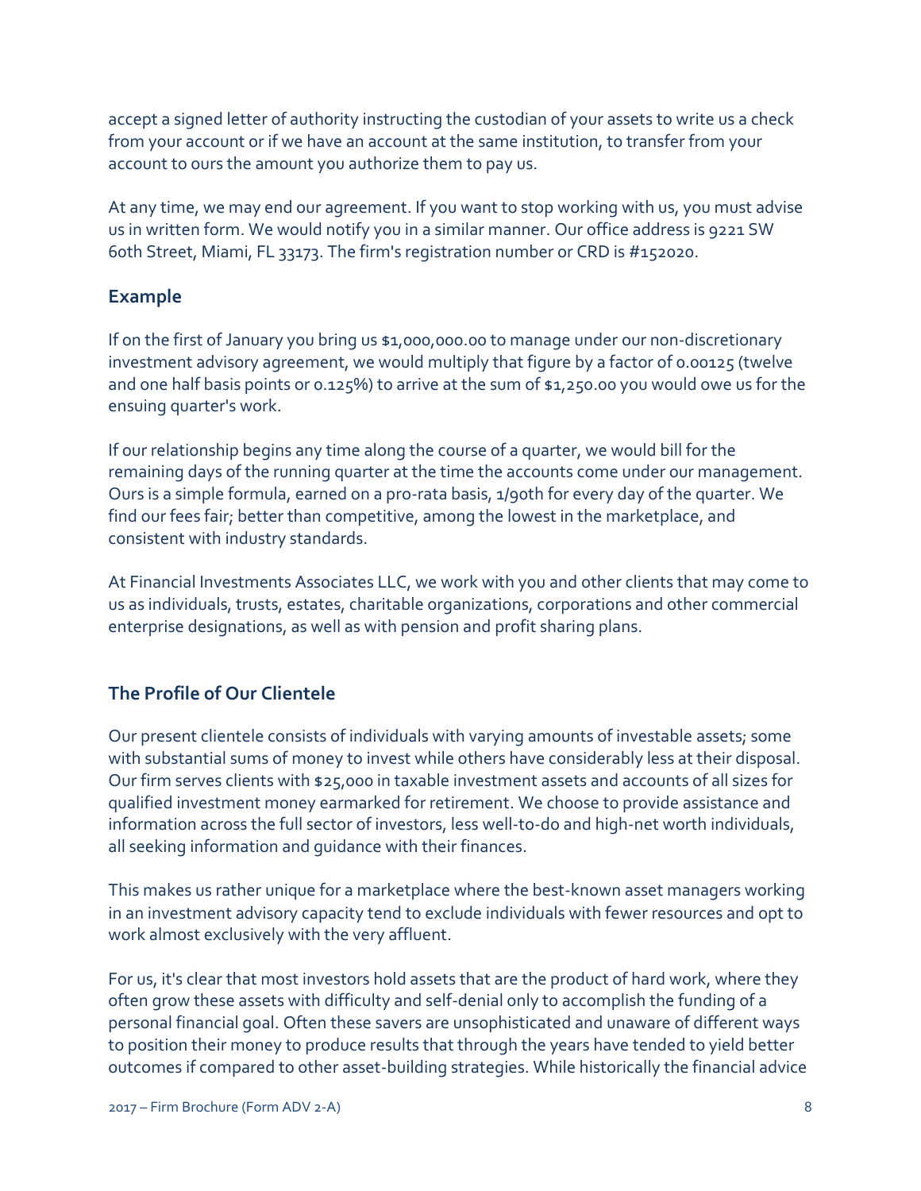accept a signed letter of authority instructing the custodian of your assets to write us a check from your account or if we have an account at the same institution, to transfer from your account to ours the amount you authorize them to pay us.

At any time, we may end our agreement. If you want to stop working with us, you must advise us in written form. We would notify you in a similar manner. Our office address is 9221 SW 60th Street, Miami, FL 33173. The firm's registration number or CRD is #152020.

### Example

If on the first of January you bring us $1,000,000.00 to manage under our non-discretionary investment advisory agreement, we would multiply that figure by a factor of 0.00125 (twelve and one half basis points or 0.125%) to arrive at the sum of $1,250.00 you would owe us for the ensuing quarter's work.

If our relationship begins any time along the course of a quarter, we would bill for the remaining days of the running quarter at the time the accounts come under our management. Ours is a simple formula, earned on a pro-rata basis, 1/90th for every day of the quarter. We find our fees fair; better than competitive, among the lowest in the marketplace, and consistent with industry standards.

At Financial Investments Associates LLC, we work with you and other clients that may come to us as individuals, trusts, estates, charitable organizations, corporations and other commercial enterprise designations, as well as with pension and profit sharing plans.

### The Profile of Our Clientele

Our present clientele consists of individuals with varying amounts of investable assets; some with substantial sums of money to invest while others have considerably less at their disposal. Our firm serves clients with $25,000 in taxable investment assets and accounts of all sizes for qualified investment money earmarked for retirement. We choose to provide assistance and information across the full sector of investors, less well-to-do and high-net worth individuals, all seeking information and guidance with their finances.

This makes us rather unique for a marketplace where the best-known asset managers working in an investment advisory capacity tend to exclude individuals with fewer resources and opt to work almost exclusively with the very affluent.

For us, it's clear that most investors hold assets that are the product of hard work, where they often grow these assets with difficulty and self-denial only to accomplish the funding of a personal financial goal. Often these savers are unsophisticated and unaware of different ways to position their money to produce results that through the years have tended to yield better outcomes if compared to other asset-building strategies. While historically the financial advice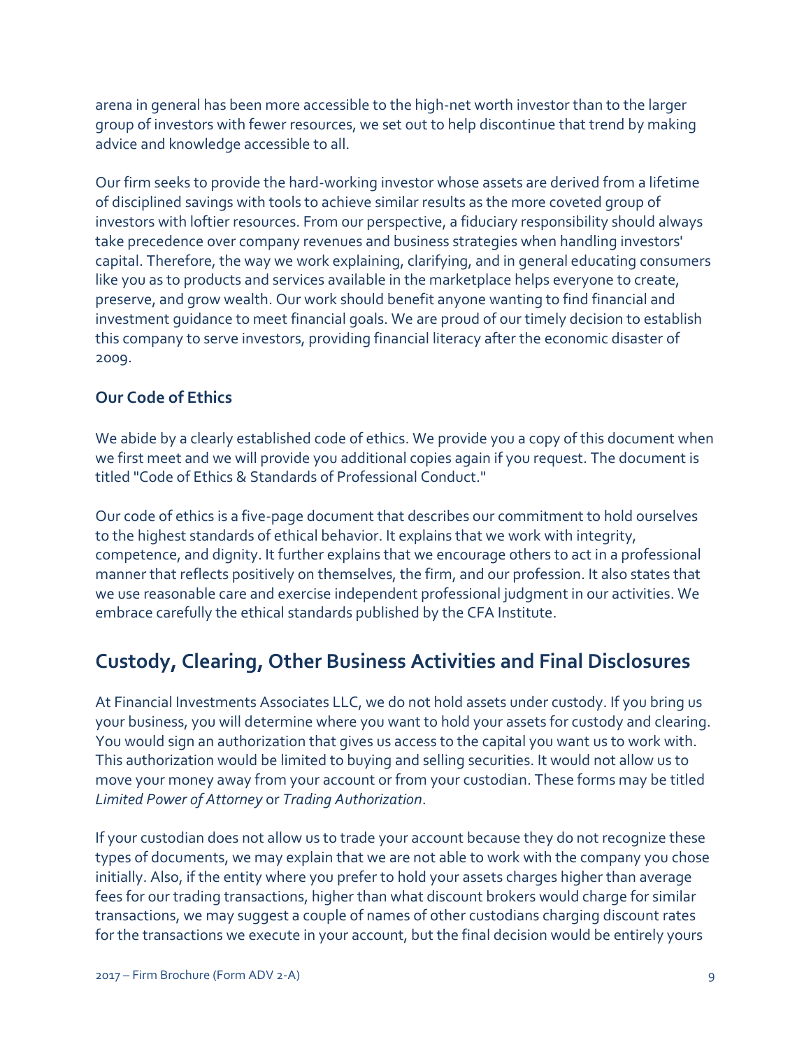arena in general has been more accessible to the high-net worth investor than to the larger group of investors with fewer resources, we set out to help discontinue that trend by making advice and knowledge accessible to all.

Our firm seeks to provide the hard-working investor whose assets are derived from a lifetime of disciplined savings with tools to achieve similar results as the more coveted group of investors with loftier resources. From our perspective, a fiduciary responsibility should always take precedence over company revenues and business strategies when handling investors' capital. Therefore, the way we work explaining, clarifying, and in general educating consumers like you as to products and services available in the marketplace helps everyone to create, preserve, and grow wealth. Our work should benefit anyone wanting to find financial and investment guidance to meet financial goals. We are proud of our timely decision to establish this company to serve investors, providing financial literacy after the economic disaster of 2009.

### Our Code of Ethics

We abide by a clearly established code of ethics. We provide you a copy of this document when we first meet and we will provide you additional copies again if you request. The document is titled "Code of Ethics & Standards of Professional Conduct."

Our code of ethics is a five-page document that describes our commitment to hold ourselves to the highest standards of ethical behavior. It explains that we work with integrity, competence, and dignity. It further explains that we encourage others to act in a professional manner that reflects positively on themselves, the firm, and our profession. It also states that we use reasonable care and exercise independent professional judgment in our activities. We embrace carefully the ethical standards published by the CFA Institute.

## Custody, Clearing, Other Business Activities and Final Disclosures

At Financial Investments Associates LLC, we do not hold assets under custody. If you bring us your business, you will determine where you want to hold your assets for custody and clearing. You would sign an authorization that gives us access to the capital you want us to work with. This authorization would be limited to buying and selling securities. It would not allow us to move your money away from your account or from your custodian. These forms may be titled *Limited Power of Attorney* or *Trading Authorization*.

If your custodian does not allow us to trade your account because they do not recognize these types of documents, we may explain that we are not able to work with the company you chose initially. Also, if the entity where you prefer to hold your assets charges higher than average fees for our trading transactions, higher than what discount brokers would charge for similar transactions, we may suggest a couple of names of other custodians charging discount rates for the transactions we execute in your account, but the final decision would be entirely yours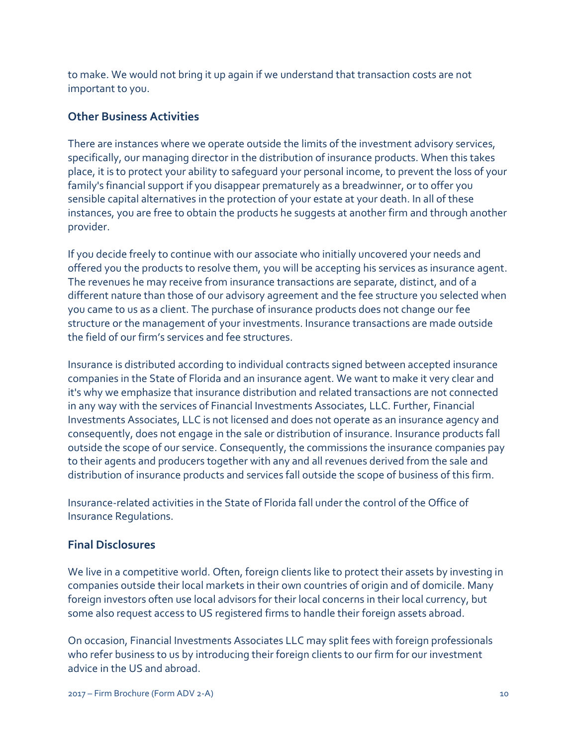to make. We would not bring it up again if we understand that transaction costs are not important to you.

## Other Business Activities

There are instances where we operate outside the limits of the investment advisory services, specifically, our managing director in the distribution of insurance products. When this takes place, it is to protect your ability to safeguard your personal income, to prevent the loss of your family's financial support if you disappear prematurely as a breadwinner, or to offer you sensible capital alternatives in the protection of your estate at your death. In all of these instances, you are free to obtain the products he suggests at another firm and through another provider.

If you decide freely to continue with our associate who initially uncovered your needs and offered you the products to resolve them, you will be accepting his services as insurance agent. The revenues he may receive from insurance transactions are separate, distinct, and of a different nature than those of our advisory agreement and the fee structure you selected when you came to us as a client. The purchase of insurance products does not change our fee structure or the management of your investments. Insurance transactions are made outside the field of our firm's services and fee structures.

Insurance is distributed according to individual contracts signed between accepted insurance companies in the State of Florida and an insurance agent. We want to make it very clear and it's why we emphasize that insurance distribution and related transactions are not connected in any way with the services of Financial Investments Associates, LLC. Further, Financial Investments Associates, LLC is not licensed and does not operate as an insurance agency and consequently, does not engage in the sale or distribution of insurance. Insurance products fall outside the scope of our service. Consequently, the commissions the insurance companies pay to their agents and producers together with any and all revenues derived from the sale and distribution of insurance products and services fall outside the scope of business of this firm.

Insurance-related activities in the State of Florida fall under the control of the Office of Insurance Regulations.

## Final Disclosures

We live in a competitive world. Often, foreign clients like to protect their assets by investing in companies outside their local markets in their own countries of origin and of domicile. Many foreign investors often use local advisors for their local concerns in their local currency, but some also request access to US registered firms to handle their foreign assets abroad.

On occasion, Financial Investments Associates LLC may split fees with foreign professionals who refer business to us by introducing their foreign clients to our firm for our investment advice in the US and abroad.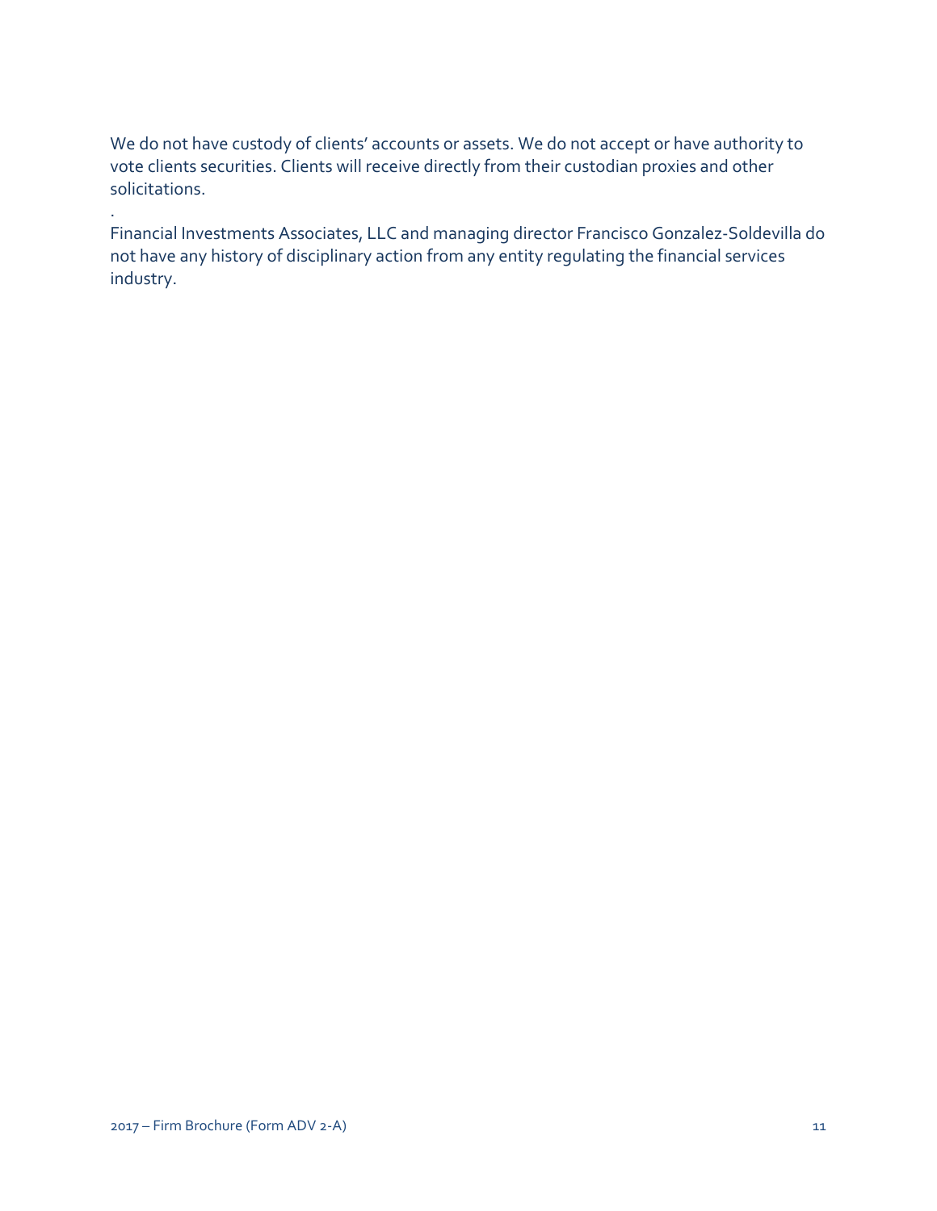We do not have custody of clients' accounts or assets. We do not accept or have authority to vote clients securities. Clients will receive directly from their custodian proxies and other solicitations.

.

Financial Investments Associates, LLC and managing director Francisco Gonzalez-Soldevilla do not have any history of disciplinary action from any entity regulating the financial services industry.